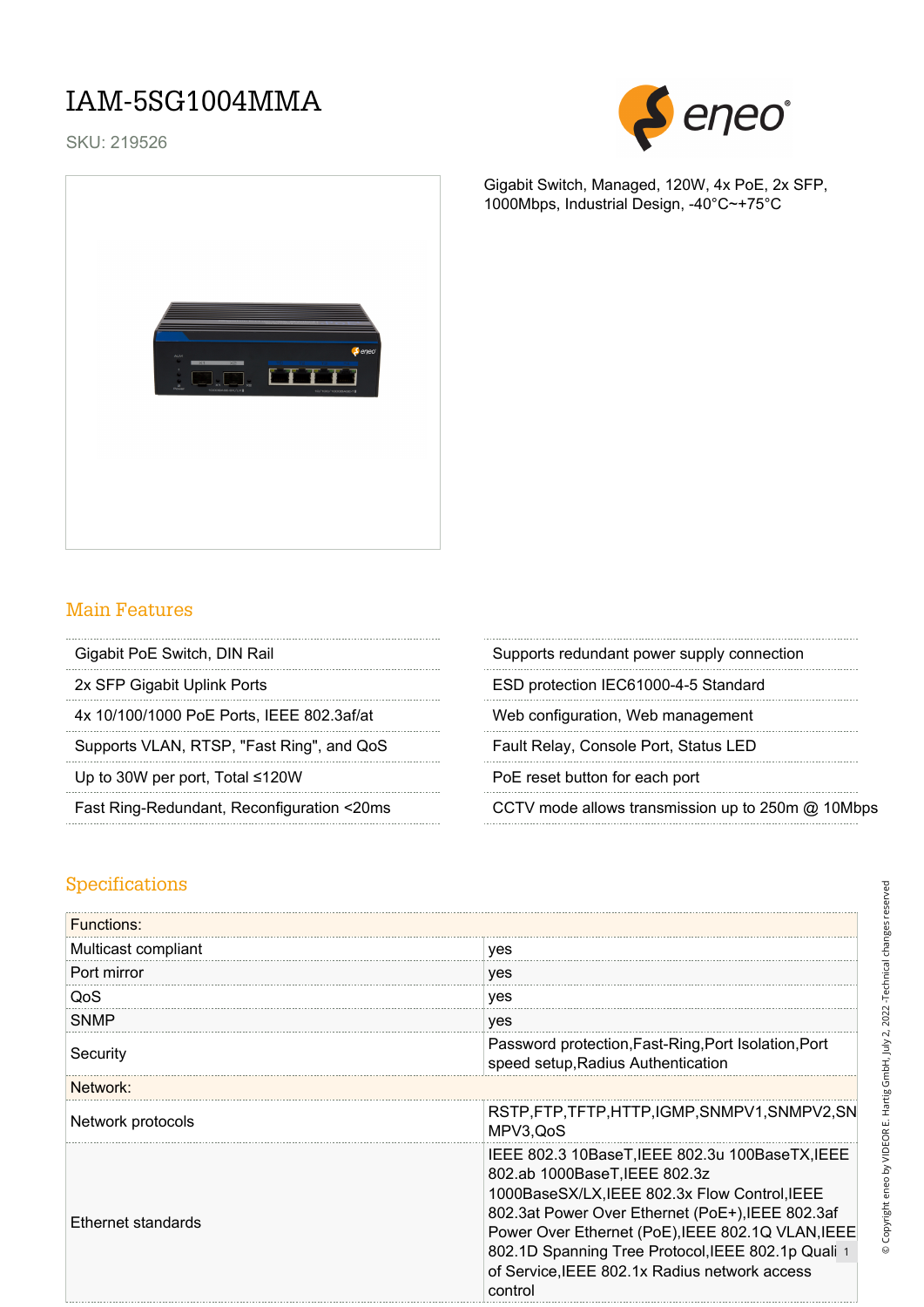# IAM-5SG1004MMA

SKU: 219526

Gigabit Switch, Managed, 120W, 4x PoE, 2x SFP, 1000Mbps, Industrial Design, -40°C~+75°C

## Main Features

- Gigabit PoE Switch, DIN Rail
- 2x SFP Gigabit Uplink Ports
- 4x 10/100/1000 PoE Ports, IEEE 802.3af/at
- Supports VLAN, RTSP, "Fast Ring", and QoS
- Up to 30W per port, Total ≤120W
- Fast Ring-Redundant, Reconfiguration <20ms
- Supports redundant power supply connection
- ESD protection IEC61000-4-5 Standard
- Web configuration, Web management
- Fault Relay, Console Port, Status LED
- PoE reset button for each port
- CCTV mode allows transmission up to 250m @ 10Mbps

## Specifications

| Functions: | |
|---|---|
| Multicast compliant | yes |
| Port mirror | yes |
| QoS | yes |
| SNMP | yes |
| Security | Password protection,Fast-Ring,Port Isolation,Port speed setup,Radius Authentication |
| **Network:** | |
| Network protocols | RSTP,FTP,TFTP,HTTP,IGMP,SNMPV1,SNMPV2,SNMPV3,QoS |
| Ethernet standards | IEEE 802.3 10BaseT,IEEE 802.3u 100BaseTX,IEEE 802.ab 1000BaseT,IEEE 802.3z 1000BaseSX/LX,IEEE 802.3x Flow Control,IEEE 802.3at Power Over Ethernet (PoE+),IEEE 802.3af Power Over Ethernet (PoE),IEEE 802.1Q VLAN,IEEE 802.1D Spanning Tree Protocol,IEEE 802.1p Quality of Service,IEEE 802.1x Radius network access control |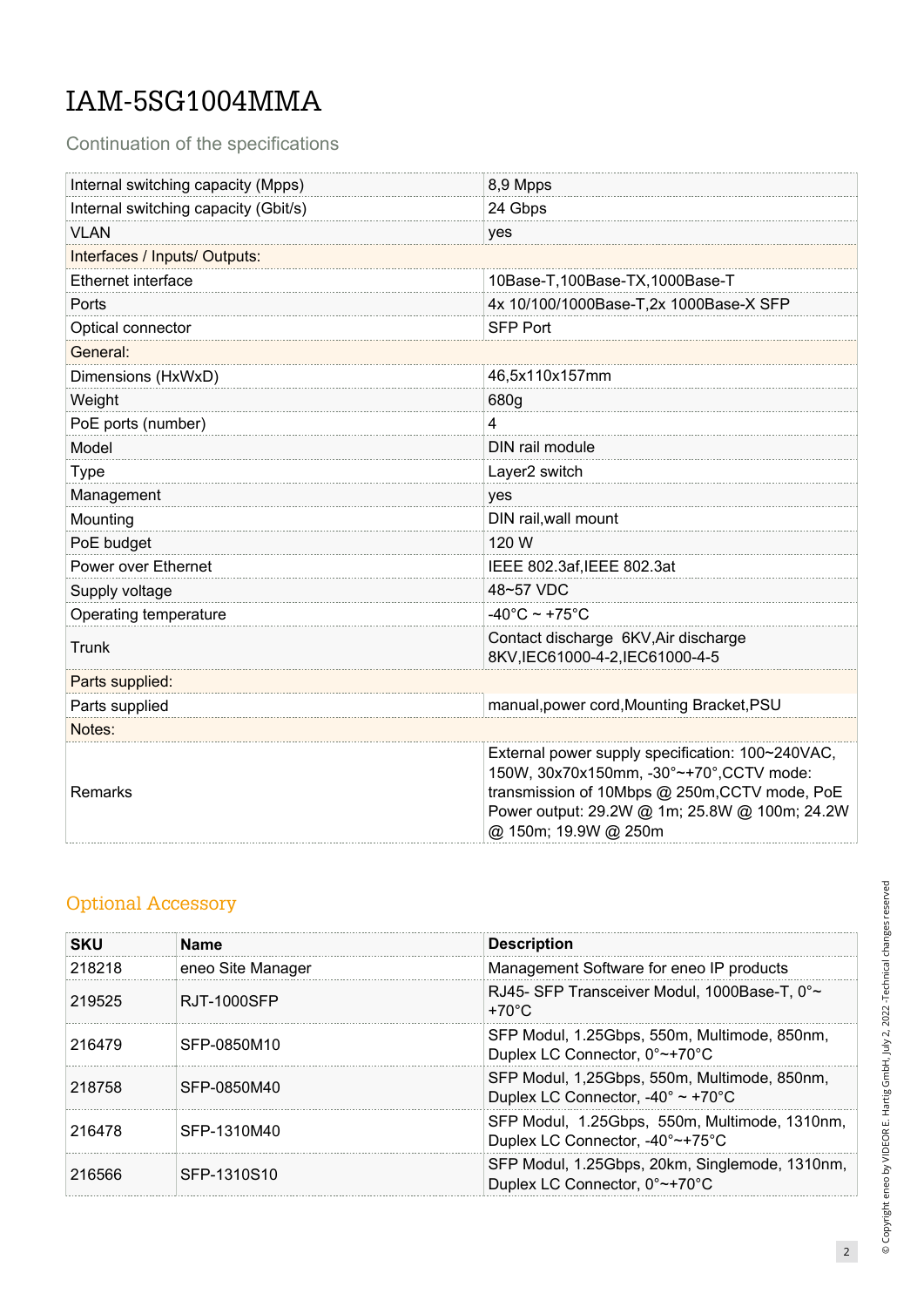# IAM-5SG1004MMA

Continuation of the specifications

| | |
|---|---|
| Internal switching capacity (Mpps) | 8,9 Mpps |
| Internal switching capacity (Gbit/s) | 24 Gbps |
| VLAN | yes |
| Interfaces / Inputs/ Outputs: | |
| Ethernet interface | 10Base-T,100Base-TX,1000Base-T |
| Ports | 4x 10/100/1000Base-T,2x 1000Base-X SFP |
| Optical connector | SFP Port |
| General: | |
| Dimensions (HxWxD) | 46,5x110x157mm |
| Weight | 680g |
| PoE ports (number) | 4 |
| Model | DIN rail module |
| Type | Layer2 switch |
| Management | yes |
| Mounting | DIN rail,wall mount |
| PoE budget | 120 W |
| Power over Ethernet | IEEE 802.3af,IEEE 802.3at |
| Supply voltage | 48~57 VDC |
| Operating temperature | -40°C ~ +75°C |
| Trunk | Contact discharge 6KV,Air discharge 8KV,IEC61000-4-2,IEC61000-4-5 |
| Parts supplied: | |
| Parts supplied | manual,power cord,Mounting Bracket,PSU |
| Notes: | |
| Remarks | External power supply specification: 100~240VAC, 150W, 30x70x150mm, -30°~+70°,CCTV mode: transmission of 10Mbps @ 250m,CCTV mode, PoE Power output: 29.2W @ 1m; 25.8W @ 100m; 24.2W @ 150m; 19.9W @ 250m |

## Optional Accessory

| SKU | Name | Description |
|---|---|---|
| 218218 | eneo Site Manager | Management Software for eneo IP products |
| 219525 | RJT-1000SFP | RJ45- SFP Transceiver Modul, 1000Base-T, 0°~ +70°C |
| 216479 | SFP-0850M10 | SFP Modul, 1.25Gbps, 550m, Multimode, 850nm, Duplex LC Connector, 0°~+70°C |
| 218758 | SFP-0850M40 | SFP Modul, 1,25Gbps, 550m, Multimode, 850nm, Duplex LC Connector, -40° ~ +70°C |
| 216478 | SFP-1310M40 | SFP Modul, 1.25Gbps, 550m, Multimode, 1310nm, Duplex LC Connector, -40°~+75°C |
| 216566 | SFP-1310S10 | SFP Modul, 1.25Gbps, 20km, Singlemode, 1310nm, Duplex LC Connector, 0°~+70°C |

© Copyright eneo by VIDEOR E. Hartig GmbH, July 2, 2022 -Technical changes reserved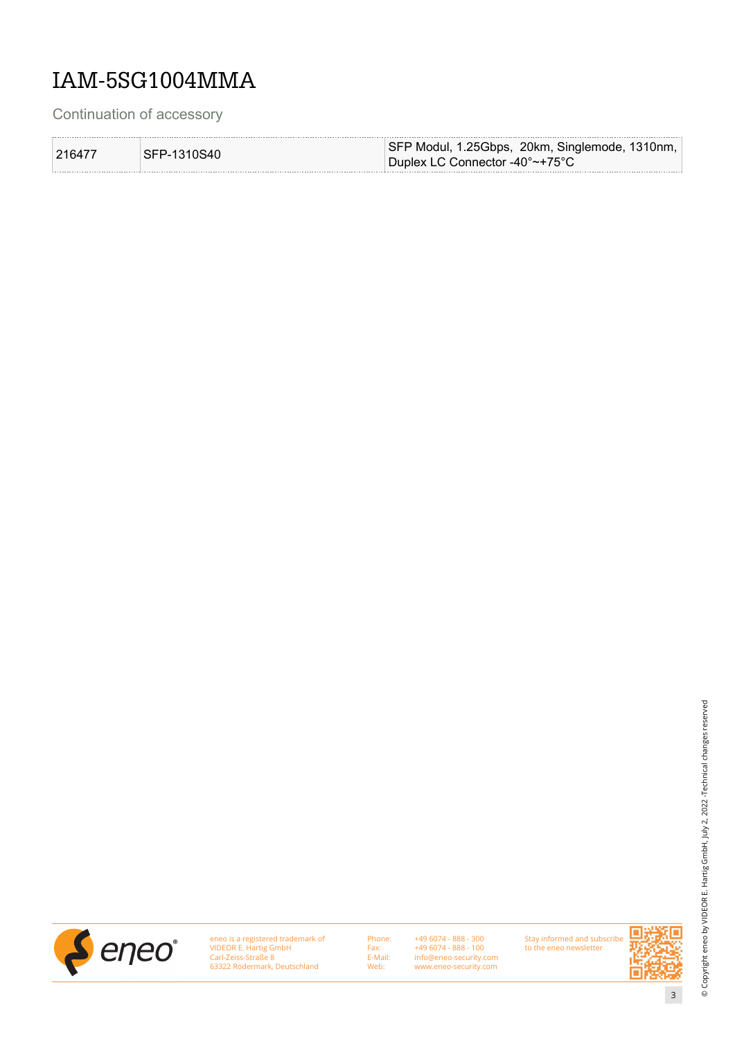# IAM-5SG1004MMA

Continuation of accessory

| | | |
|---|---|---|
| 216477 | SFP-1310S40 | SFP Modul, 1.25Gbps, 20km, Singlemode, 1310nm, Duplex LC Connector -40°~+75°C |

eneo is a registered trademark of
VIDEOR E. Hartig GmbH
Carl-Zeiss-Straße 8
63322 Rödermark, Deutschland

Phone: +49 6074 - 888 - 300
Fax: +49 6074 - 888 - 100
E-Mail: info@eneo-security.com
Web: www.eneo-security.com

Stay informed and subscribe to the eneo newsletter

© Copyright eneo by VIDEOR E. Hartig GmbH, July 2, 2022 -Technical changes reserved